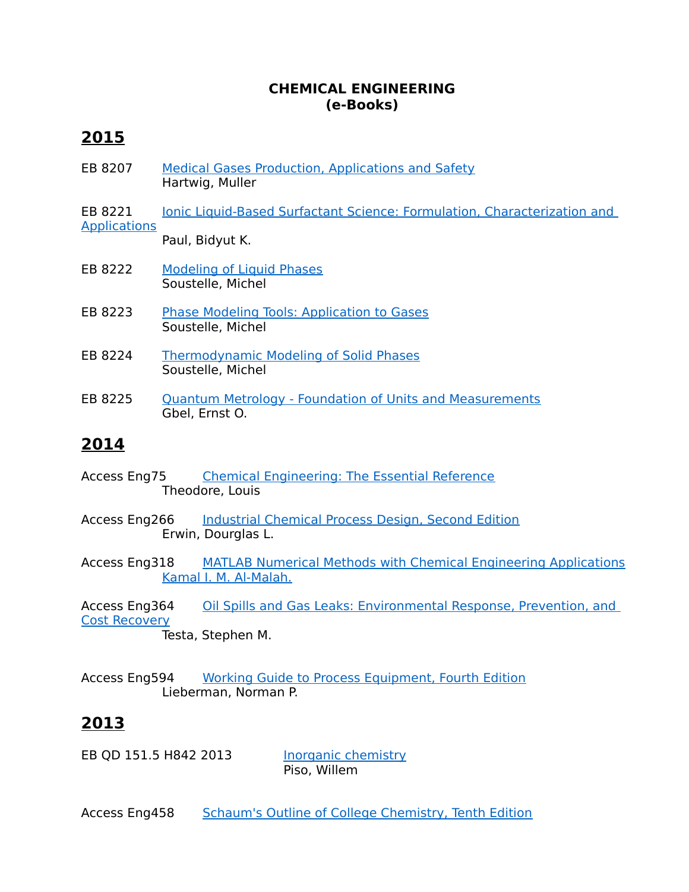# CHEMICAL ENGINEERING
# (e-Books)

## 2015

EB 8207 Medical Gases Production, Applications and Safety
Hartwig, Muller

EB 8221 Ionic Liquid-Based Surfactant Science: Formulation, Characterization and Applications
Paul, Bidyut K.

EB 8222 Modeling of Liquid Phases
Soustelle, Michel

EB 8223 Phase Modeling Tools: Application to Gases
Soustelle, Michel

EB 8224 Thermodynamic Modeling of Solid Phases
Soustelle, Michel

EB 8225 Quantum Metrology - Foundation of Units and Measurements
Gbel, Ernst O.

## 2014

Access Eng75 Chemical Engineering: The Essential Reference
Theodore, Louis

Access Eng266 Industrial Chemical Process Design, Second Edition
Erwin, Dourglas L.

Access Eng318 MATLAB Numerical Methods with Chemical Engineering Applications
Kamal I. M. Al-Malah.

Access Eng364 Oil Spills and Gas Leaks: Environmental Response, Prevention, and Cost Recovery
Testa, Stephen M.

Access Eng594 Working Guide to Process Equipment, Fourth Edition
Lieberman, Norman P.

## 2013

EB QD 151.5 H842 2013 Inorganic chemistry
Piso, Willem

Access Eng458 Schaum's Outline of College Chemistry, Tenth Edition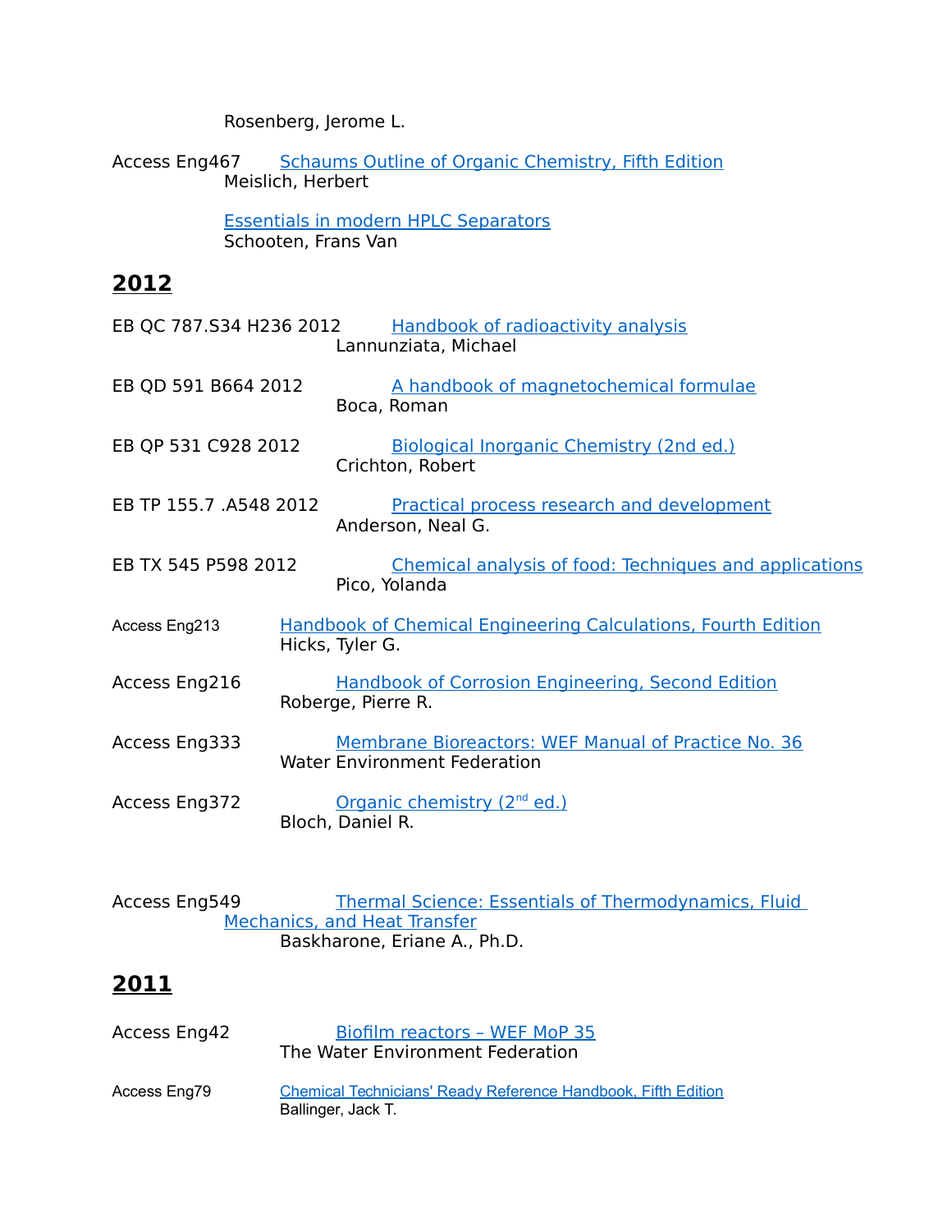Rosenberg, Jerome L.

Access Eng467 Schaums Outline of Organic Chemistry, Fifth Edition
Meislich, Herbert

Essentials in modern HPLC Separators
Schooten, Frans Van

## 2012

EB QC 787.S34 H236 2012 Handbook of radioactivity analysis
Lannunziata, Michael

EB QD 591 B664 2012 A handbook of magnetochemical formulae
Boca, Roman

EB QP 531 C928 2012 Biological Inorganic Chemistry (2nd ed.)
Crichton, Robert

EB TP 155.7 .A548 2012 Practical process research and development
Anderson, Neal G.

EB TX 545 P598 2012 Chemical analysis of food: Techniques and applications
Pico, Yolanda

Access Eng213 Handbook of Chemical Engineering Calculations, Fourth Edition
Hicks, Tyler G.

Access Eng216 Handbook of Corrosion Engineering, Second Edition
Roberge, Pierre R.

Access Eng333 Membrane Bioreactors: WEF Manual of Practice No. 36
Water Environment Federation

Access Eng372 Organic chemistry (2nd ed.)
Bloch, Daniel R.

Access Eng549 Thermal Science: Essentials of Thermodynamics, Fluid Mechanics, and Heat Transfer
Baskharone, Eriane A., Ph.D.

## 2011

Access Eng42 Biofilm reactors – WEF MoP 35
The Water Environment Federation

Access Eng79 Chemical Technicians' Ready Reference Handbook, Fifth Edition
Ballinger, Jack T.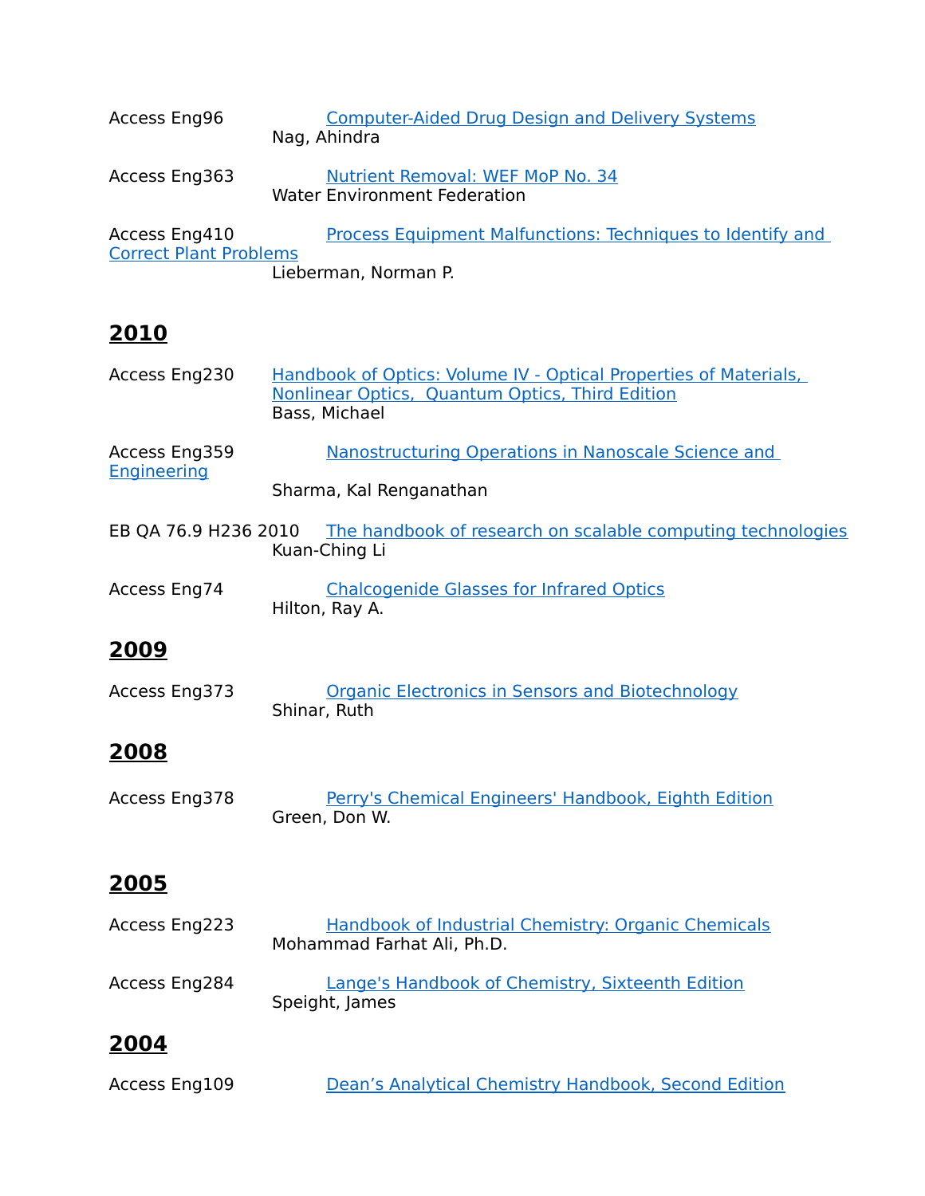Access Eng96 Computer-Aided Drug Design and Delivery Systems
Nag, Ahindra

Access Eng363 Nutrient Removal: WEF MoP No. 34
Water Environment Federation

Access Eng410 Process Equipment Malfunctions: Techniques to Identify and Correct Plant Problems
Lieberman, Norman P.

## 2010

Access Eng230 Handbook of Optics: Volume IV - Optical Properties of Materials, Nonlinear Optics, Quantum Optics, Third Edition
Bass, Michael

Access Eng359 Nanostructuring Operations in Nanoscale Science and Engineering
Sharma, Kal Renganathan

EB QA 76.9 H236 2010 The handbook of research on scalable computing technologies
Kuan-Ching Li

Access Eng74 Chalcogenide Glasses for Infrared Optics
Hilton, Ray A.

## 2009

Access Eng373 Organic Electronics in Sensors and Biotechnology
Shinar, Ruth

## 2008

Access Eng378 Perry's Chemical Engineers' Handbook, Eighth Edition
Green, Don W.

## 2005

Access Eng223 Handbook of Industrial Chemistry: Organic Chemicals
Mohammad Farhat Ali, Ph.D.

Access Eng284 Lange's Handbook of Chemistry, Sixteenth Edition
Speight, James

## 2004

Access Eng109 Dean’s Analytical Chemistry Handbook, Second Edition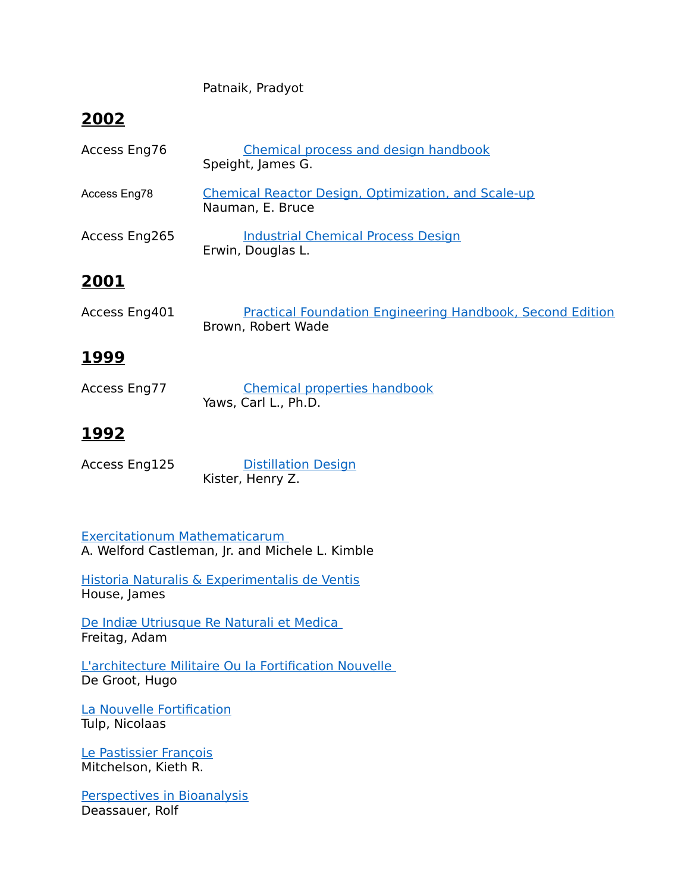Patnaik, Pradyot

## 2002

Access Eng76 [Chemical process and design handbook](#)
Speight, James G.

Access Eng78 [Chemical Reactor Design, Optimization, and Scale-up](#)
Nauman, E. Bruce

Access Eng265 [Industrial Chemical Process Design](#)
Erwin, Douglas L.

## 2001

Access Eng401 [Practical Foundation Engineering Handbook, Second Edition](#)
Brown, Robert Wade

## 1999

Access Eng77 [Chemical properties handbook](#)
Yaws, Carl L., Ph.D.

## 1992

Access Eng125 [Distillation Design](#)
Kister, Henry Z.

[Exercitationum Mathematicarum](#)
A. Welford Castleman, Jr. and Michele L. Kimble

[Historia Naturalis & Experimentalis de Ventis](#)
House, James

[De Indiæ Utriusque Re Naturali et Medica](#)
Freitag, Adam

[L'architecture Militaire Ou la Fortification Nouvelle](#)
De Groot, Hugo

[La Nouvelle Fortification](#)
Tulp, Nicolaas

[Le Pastissier François](#)
Mitchelson, Kieth R.

[Perspectives in Bioanalysis](#)
Deassauer, Rolf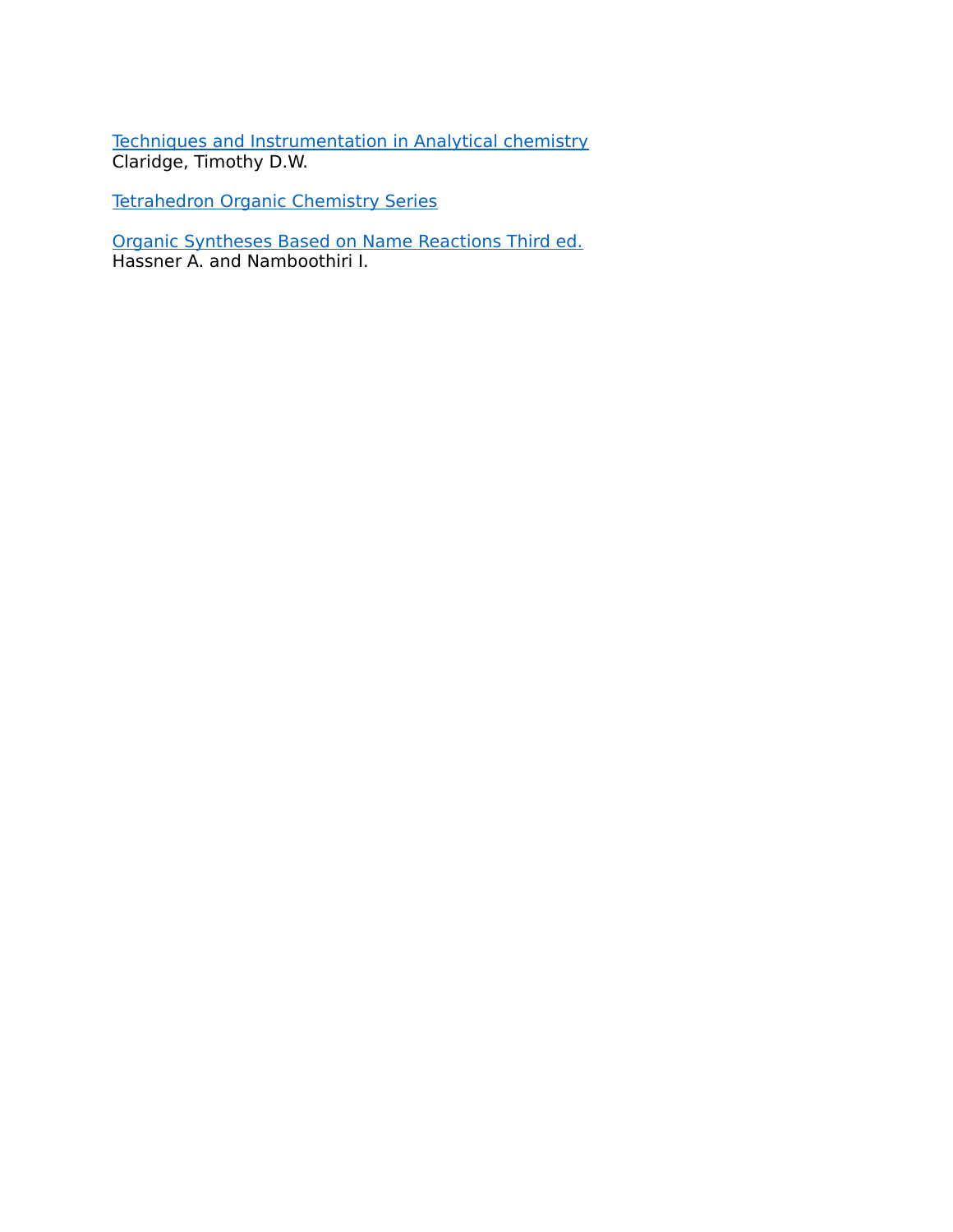[Techniques and Instrumentation in Analytical chemistry]
Claridge, Timothy D.W.

[Tetrahedron Organic Chemistry Series]

[Organic Syntheses Based on Name Reactions Third ed.]
Hassner A. and Namboothiri I.